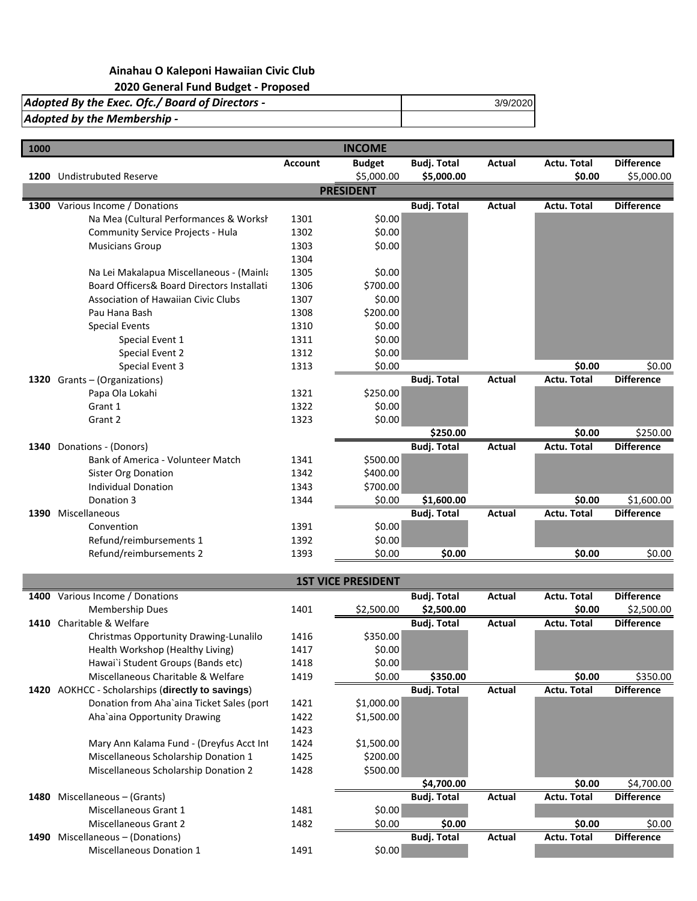**Ainahau O Kaleponi Hawaiian Civic Club**

**2020 General Fund Budget - Proposed**

| | |
|---|---|
| ***Adopted By the Exec. Ofc./ Board of Directors -*** | 3/9/2020 |
| ***Adopted by the Membership -*** | |

| 1000 | | Account | Budget | Budj. Total | Actual | Actu. Total | Difference |
|---|---|---|---|---|---|---|---|
| | **INCOME** | | | | | | |
| **1200** | Undistrubuted Reserve | | $5,000.00 | **$5,000.00** | | **$0.00** | $5,000.00 |
| | **PRESIDENT** | | | | | | |
| **1300** | Various Income / Donations | | | **Budj. Total** | **Actual** | **Actu. Total** | **Difference** |
| | Na Mea (Cultural Performances & Worksh | 1301 | $0.00 | | | | |
| | Community Service Projects - Hula | 1302 | $0.00 | | | | |
| | Musicians Group | 1303 | $0.00 | | | | |
| | | 1304 | | | | | |
| | Na Lei Makalapua Miscellaneous - (Mainla | 1305 | $0.00 | | | | |
| | Board Officers& Board Directors Installati | 1306 | $700.00 | | | | |
| | Association of Hawaiian Civic Clubs | 1307 | $0.00 | | | | |
| | Pau Hana Bash | 1308 | $200.00 | | | | |
| | Special Events | 1310 | $0.00 | | | | |
| | Special Event 1 | 1311 | $0.00 | | | | |
| | Special Event 2 | 1312 | $0.00 | | | | |
| | Special Event 3 | 1313 | $0.00 | | | **$0.00** | $0.00 |
| **1320** | Grants – (Organizations) | | | **Budj. Total** | **Actual** | **Actu. Total** | **Difference** |
| | Papa Ola Lokahi | 1321 | $250.00 | | | | |
| | Grant 1 | 1322 | $0.00 | | | | |
| | Grant 2 | 1323 | $0.00 | | | | |
| | | | | **$250.00** | | **$0.00** | $250.00 |
| **1340** | Donations - (Donors) | | | **Budj. Total** | **Actual** | **Actu. Total** | **Difference** |
| | Bank of America - Volunteer Match | 1341 | $500.00 | | | | |
| | Sister Org Donation | 1342 | $400.00 | | | | |
| | Individual Donation | 1343 | $700.00 | | | | |
| | Donation 3 | 1344 | $0.00 | **$1,600.00** | | **$0.00** | $1,600.00 |
| **1390** | Miscellaneous | | | **Budj. Total** | **Actual** | **Actu. Total** | **Difference** |
| | Convention | 1391 | $0.00 | | | | |
| | Refund/reimbursements 1 | 1392 | $0.00 | | | | |
| | Refund/reimbursements 2 | 1393 | $0.00 | **$0.00** | | **$0.00** | $0.00 |
| | **1ST VICE PRESIDENT** | | | | | | |
| **1400** | Various Income / Donations | | | **Budj. Total** | **Actual** | **Actu. Total** | **Difference** |
| | Membership Dues | 1401 | $2,500.00 | **$2,500.00** | | **$0.00** | $2,500.00 |
| **1410** | Charitable & Welfare | | | **Budj. Total** | **Actual** | **Actu. Total** | **Difference** |
| | Christmas Opportunity Drawing-Lunalilo | 1416 | $350.00 | | | | |
| | Health Workshop (Healthy Living) | 1417 | $0.00 | | | | |
| | Hawai`i Student Groups (Bands etc) | 1418 | $0.00 | | | | |
| | Miscellaneous Charitable & Welfare | 1419 | $0.00 | **$350.00** | | **$0.00** | $350.00 |
| **1420** | AOKHCC - Scholarships (**directly to savings**) | | | **Budj. Total** | **Actual** | **Actu. Total** | **Difference** |
| | Donation from Aha`aina Ticket Sales (port | 1421 | $1,000.00 | | | | |
| | Aha`aina Opportunity Drawing | 1422 | $1,500.00 | | | | |
| | | 1423 | | | | | |
| | Mary Ann Kalama Fund - (Dreyfus Acct Int | 1424 | $1,500.00 | | | | |
| | Miscellaneous Scholarship Donation 1 | 1425 | $200.00 | | | | |
| | Miscellaneous Scholarship Donation 2 | 1428 | $500.00 | | | | |
| | | | | **$4,700.00** | | **$0.00** | $4,700.00 |
| **1480** | Miscellaneous – (Grants) | | | **Budj. Total** | **Actual** | **Actu. Total** | **Difference** |
| | Miscellaneous Grant 1 | 1481 | $0.00 | | | | |
| | Miscellaneous Grant 2 | 1482 | $0.00 | **$0.00** | | **$0.00** | $0.00 |
| **1490** | Miscellaneous – (Donations) | | | **Budj. Total** | **Actual** | **Actu. Total** | **Difference** |
| | Miscellaneous Donation 1 | 1491 | $0.00 | | | | |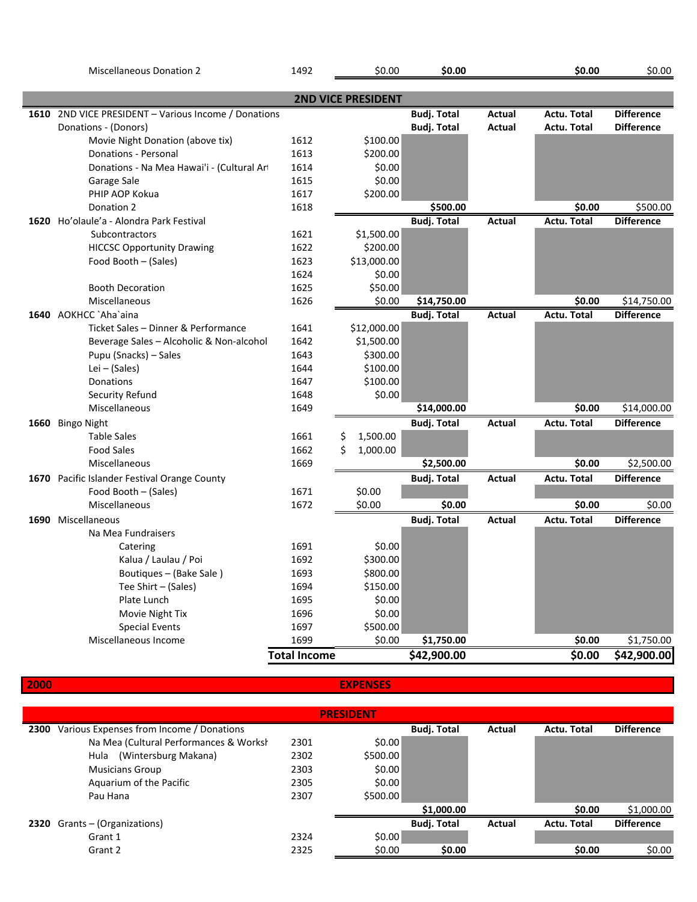| | Code | Budget | Budj. Total | Actual | Actu. Total | Difference |
|---|---|---|---|---|---|---|
| Miscellaneous Donation 2 | 1492 | $0.00 | **$0.00** | | **$0.00** | $0.00 |

## 2ND VICE PRESIDENT

| | Code | Budget | Budj. Total | Actual | Actu. Total | Difference |
|---|---|---|---|---|---|---|
| **1610** 2ND VICE PRESIDENT – Various Income / Donations | | | **Budj. Total** | **Actual** | **Actu. Total** | **Difference** |
| Donations - (Donors) | | | **Budj. Total** | **Actual** | **Actu. Total** | **Difference** |
| Movie Night Donation (above tix) | 1612 | $100.00 | | | | |
| Donations - Personal | 1613 | $200.00 | | | | |
| Donations - Na Mea Hawai'i - (Cultural Art | 1614 | $0.00 | | | | |
| Garage Sale | 1615 | $0.00 | | | | |
| PHIP AOP Kokua | 1617 | $200.00 | | | | |
| Donation 2 | 1618 | | **$500.00** | | **$0.00** | $500.00 |
| **1620** Ho'olaule'a - Alondra Park Festival | | | **Budj. Total** | **Actual** | **Actu. Total** | **Difference** |
| Subcontractors | 1621 | $1,500.00 | | | | |
| HICCSC Opportunity Drawing | 1622 | $200.00 | | | | |
| Food Booth – (Sales) | 1623 | $13,000.00 | | | | |
| | 1624 | $0.00 | | | | |
| Booth Decoration | 1625 | $50.00 | | | | |
| Miscellaneous | 1626 | $0.00 | **$14,750.00** | | **$0.00** | $14,750.00 |
| **1640** AOKHCC `Aha`aina | | | **Budj. Total** | **Actual** | **Actu. Total** | **Difference** |
| Ticket Sales – Dinner & Performance | 1641 | $12,000.00 | | | | |
| Beverage Sales – Alcoholic & Non-alcohol | 1642 | $1,500.00 | | | | |
| Pupu (Snacks) – Sales | 1643 | $300.00 | | | | |
| Lei – (Sales) | 1644 | $100.00 | | | | |
| Donations | 1647 | $100.00 | | | | |
| Security Refund | 1648 | $0.00 | | | | |
| Miscellaneous | 1649 | | **$14,000.00** | | **$0.00** | $14,000.00 |
| **1660** Bingo Night | | | **Budj. Total** | **Actual** | **Actu. Total** | **Difference** |
| Table Sales | 1661 | $ 1,500.00 | | | | |
| Food Sales | 1662 | $ 1,000.00 | | | | |
| Miscellaneous | 1669 | | **$2,500.00** | | **$0.00** | $2,500.00 |
| **1670** Pacific Islander Festival Orange County | | | **Budj. Total** | **Actual** | **Actu. Total** | **Difference** |
| Food Booth – (Sales) | 1671 | $0.00 | | | | |
| Miscellaneous | 1672 | $0.00 | **$0.00** | | **$0.00** | $0.00 |
| **1690** Miscellaneous | | | **Budj. Total** | **Actual** | **Actu. Total** | **Difference** |
| Na Mea Fundraisers | | | | | | |
| Catering | 1691 | $0.00 | | | | |
| Kalua / Laulau / Poi | 1692 | $300.00 | | | | |
| Boutiques – (Bake Sale ) | 1693 | $800.00 | | | | |
| Tee Shirt – (Sales) | 1694 | $150.00 | | | | |
| Plate Lunch | 1695 | $0.00 | | | | |
| Movie Night Tix | 1696 | $0.00 | | | | |
| Special Events | 1697 | $500.00 | | | | |
| Miscellaneous Income | 1699 | $0.00 | **$1,750.00** | | **$0.00** | $1,750.00 |
| | **Total Income** | | **$42,900.00** | | **$0.00** | **$42,900.00** |

## 2000 EXPENSES

### PRESIDENT

| | Code | Budget | Budj. Total | Actual | Actu. Total | Difference |
|---|---|---|---|---|---|---|
| **2300** Various Expenses from Income / Donations | | | **Budj. Total** | **Actual** | **Actu. Total** | **Difference** |
| Na Mea (Cultural Performances & Worksh | 2301 | $0.00 | | | | |
| Hula (Wintersburg Makana) | 2302 | $500.00 | | | | |
| Musicians Group | 2303 | $0.00 | | | | |
| Aquarium of the Pacific | 2305 | $0.00 | | | | |
| Pau Hana | 2307 | $500.00 | | | | |
| | | | **$1,000.00** | | **$0.00** | $1,000.00 |
| **2320** Grants – (Organizations) | | | **Budj. Total** | **Actual** | **Actu. Total** | **Difference** |
| Grant 1 | 2324 | $0.00 | | | | |
| Grant 2 | 2325 | $0.00 | **$0.00** | | **$0.00** | $0.00 |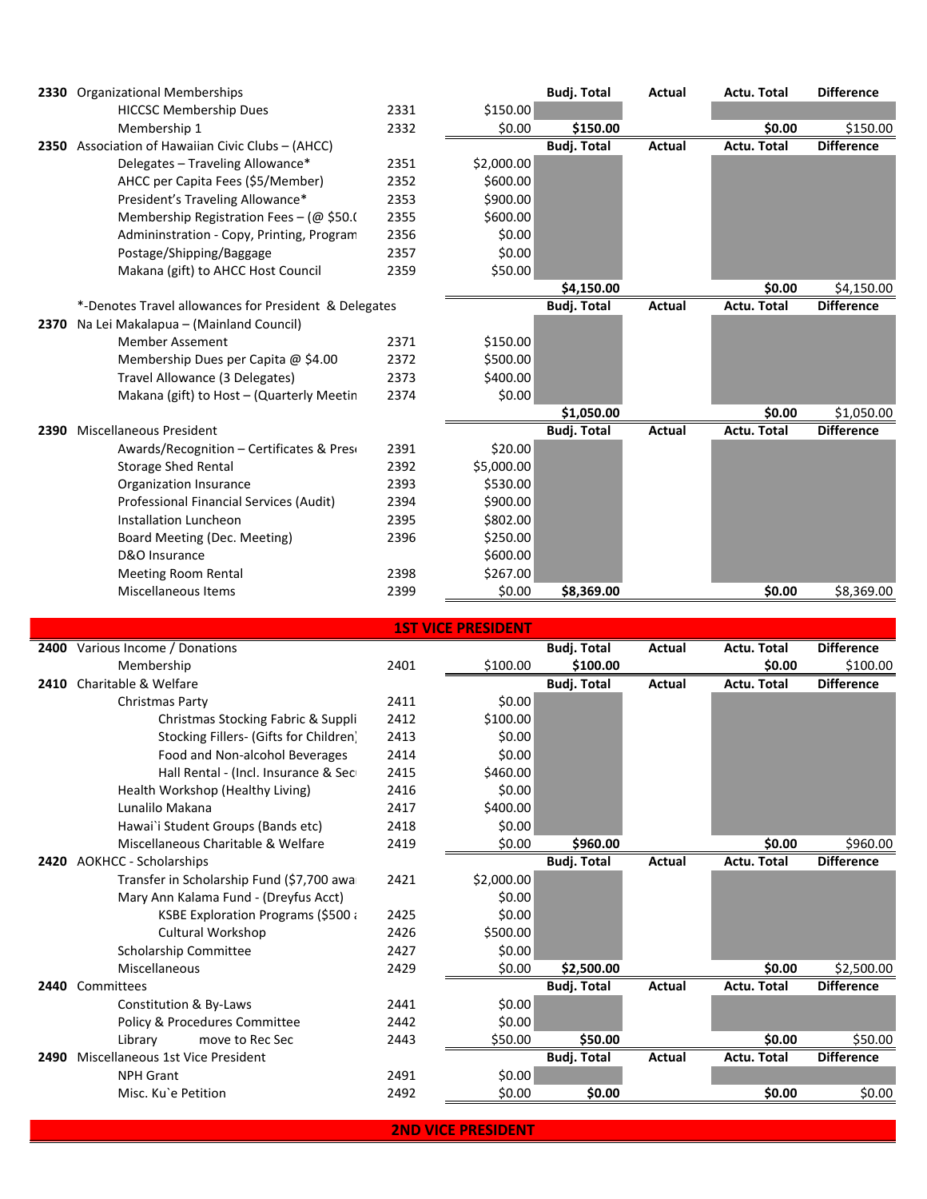| Code | Item | Sub-Code | Budget | Budj. Total | Actual | Actu. Total | Difference |
|---|---|---|---|---|---|---|---|
| **2330** | Organizational Memberships | | | **Budj. Total** | **Actual** | **Actu. Total** | **Difference** |
| | HICCSC Membership Dues | 2331 | $150.00 | | | | |
| | Membership 1 | 2332 | $0.00 | **$150.00** | | **$0.00** | $150.00 |
| **2350** | Association of Hawaiian Civic Clubs – (AHCC) | | | **Budj. Total** | **Actual** | **Actu. Total** | **Difference** |
| | Delegates – Traveling Allowance* | 2351 | $2,000.00 | | | | |
| | AHCC per Capita Fees ($5/Member) | 2352 | $600.00 | | | | |
| | President's Traveling Allowance* | 2353 | $900.00 | | | | |
| | Membership Registration Fees – (@ $50.( | 2355 | $600.00 | | | | |
| | Admininstration - Copy, Printing, Program | 2356 | $0.00 | | | | |
| | Postage/Shipping/Baggage | 2357 | $0.00 | | | | |
| | Makana (gift) to AHCC Host Council | 2359 | $50.00 | | | | |
| | | | | **$4,150.00** | | **$0.00** | $4,150.00 |
| | *-Denotes Travel allowances for President & Delegates | | | **Budj. Total** | **Actual** | **Actu. Total** | **Difference** |
| **2370** | Na Lei Makalapua – (Mainland Council) | | | | | | |
| | Member Assement | 2371 | $150.00 | | | | |
| | Membership Dues per Capita @ $4.00 | 2372 | $500.00 | | | | |
| | Travel Allowance (3 Delegates) | 2373 | $400.00 | | | | |
| | Makana (gift) to Host – (Quarterly Meetin | 2374 | $0.00 | | | | |
| | | | | **$1,050.00** | | **$0.00** | $1,050.00 |
| **2390** | Miscellaneous President | | | **Budj. Total** | **Actual** | **Actu. Total** | **Difference** |
| | Awards/Recognition – Certificates & Pres | 2391 | $20.00 | | | | |
| | Storage Shed Rental | 2392 | $5,000.00 | | | | |
| | Organization Insurance | 2393 | $530.00 | | | | |
| | Professional Financial Services (Audit) | 2394 | $900.00 | | | | |
| | Installation Luncheon | 2395 | $802.00 | | | | |
| | Board Meeting (Dec. Meeting) | 2396 | $250.00 | | | | |
| | D&O Insurance | | $600.00 | | | | |
| | Meeting Room Rental | 2398 | $267.00 | | | | |
| | Miscellaneous Items | 2399 | $0.00 | **$8,369.00** | | **$0.00** | $8,369.00 |

## 1ST VICE PRESIDENT

| Code | Item | Sub-Code | Budget | Budj. Total | Actual | Actu. Total | Difference |
|---|---|---|---|---|---|---|---|
| **2400** | Various Income / Donations | | | **Budj. Total** | **Actual** | **Actu. Total** | **Difference** |
| | Membership | 2401 | $100.00 | **$100.00** | | **$0.00** | $100.00 |
| **2410** | Charitable & Welfare | | | **Budj. Total** | **Actual** | **Actu. Total** | **Difference** |
| | Christmas Party | 2411 | $0.00 | | | | |
| | Christmas Stocking Fabric & Suppli | 2412 | $100.00 | | | | |
| | Stocking Fillers- (Gifts for Children) | 2413 | $0.00 | | | | |
| | Food and Non-alcohol Beverages | 2414 | $0.00 | | | | |
| | Hall Rental - (Incl. Insurance & Sec | 2415 | $460.00 | | | | |
| | Health Workshop (Healthy Living) | 2416 | $0.00 | | | | |
| | Lunalilo Makana | 2417 | $400.00 | | | | |
| | Hawai`i Student Groups (Bands etc) | 2418 | $0.00 | | | | |
| | Miscellaneous Charitable & Welfare | 2419 | $0.00 | **$960.00** | | **$0.00** | $960.00 |
| **2420** | AOKHCC - Scholarships | | | **Budj. Total** | **Actual** | **Actu. Total** | **Difference** |
| | Transfer in Scholarship Fund ($7,700 awa | 2421 | $2,000.00 | | | | |
| | Mary Ann Kalama Fund - (Dreyfus Acct) | | $0.00 | | | | |
| | KSBE Exploration Programs ($500 a | 2425 | $0.00 | | | | |
| | Cultural Workshop | 2426 | $500.00 | | | | |
| | Scholarship Committee | 2427 | $0.00 | | | | |
| | Miscellaneous | 2429 | $0.00 | **$2,500.00** | | **$0.00** | $2,500.00 |
| **2440** | Committees | | | **Budj. Total** | **Actual** | **Actu. Total** | **Difference** |
| | Constitution & By-Laws | 2441 | $0.00 | | | | |
| | Policy & Procedures Committee | 2442 | $0.00 | | | | |
| | Library move to Rec Sec | 2443 | $50.00 | **$50.00** | | **$0.00** | $50.00 |
| **2490** | Miscellaneous 1st Vice President | | | **Budj. Total** | **Actual** | **Actu. Total** | **Difference** |
| | NPH Grant | 2491 | $0.00 | | | | |
| | Misc. Ku`e Petition | 2492 | $0.00 | **$0.00** | | **$0.00** | $0.00 |

## 2ND VICE PRESIDENT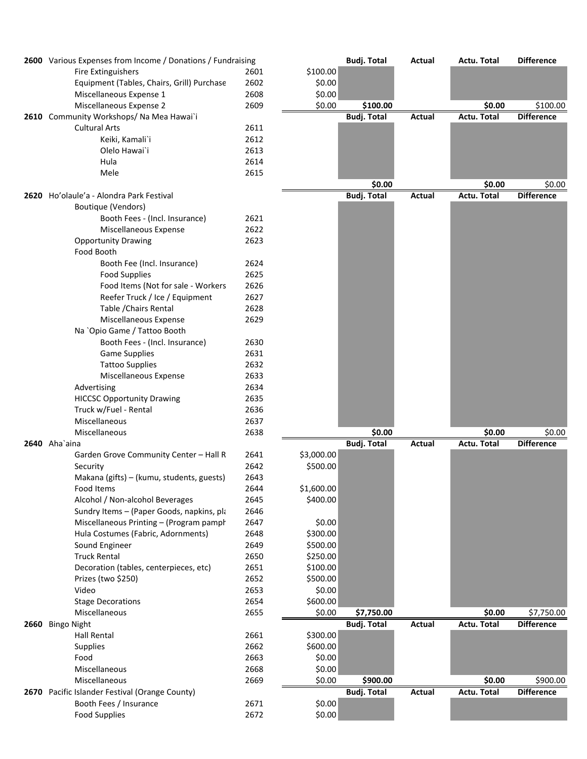| Account | Description | Code | Budget | Budj. Total | Actual | Actu. Total | Difference |
|---|---|---|---|---|---|---|---|
| **2600** | Various Expenses from Income / Donations / Fundraising | | | **Budj. Total** | **Actual** | **Actu. Total** | **Difference** |
| | Fire Extinguishers | 2601 | $100.00 | | | | |
| | Equipment (Tables, Chairs, Grill) Purchase | 2602 | $0.00 | | | | |
| | Miscellaneous Expense 1 | 2608 | $0.00 | | | | |
| | Miscellaneous Expense 2 | 2609 | $0.00 | **$100.00** | | **$0.00** | $100.00 |
| **2610** | Community Workshops/ Na Mea Hawai`i | | | **Budj. Total** | **Actual** | **Actu. Total** | **Difference** |
| | Cultural Arts | 2611 | | | | | |
| | Keiki, Kamali`i | 2612 | | | | | |
| | Olelo Hawai`i | 2613 | | | | | |
| | Hula | 2614 | | | | | |
| | Mele | 2615 | | | | | |
| | | | | **$0.00** | | **$0.00** | $0.00 |
| **2620** | Ho'olaule'a - Alondra Park Festival | | | **Budj. Total** | **Actual** | **Actu. Total** | **Difference** |
| | Boutique (Vendors) | | | | | | |
| | Booth Fees - (Incl. Insurance) | 2621 | | | | | |
| | Miscellaneous Expense | 2622 | | | | | |
| | Opportunity Drawing | 2623 | | | | | |
| | Food Booth | | | | | | |
| | Booth Fee (Incl. Insurance) | 2624 | | | | | |
| | Food Supplies | 2625 | | | | | |
| | Food Items (Not for sale - Workers | 2626 | | | | | |
| | Reefer Truck / Ice / Equipment | 2627 | | | | | |
| | Table /Chairs Rental | 2628 | | | | | |
| | Miscellaneous Expense | 2629 | | | | | |
| | Na `Opio Game / Tattoo Booth | | | | | | |
| | Booth Fees - (Incl. Insurance) | 2630 | | | | | |
| | Game Supplies | 2631 | | | | | |
| | Tattoo Supplies | 2632 | | | | | |
| | Miscellaneous Expense | 2633 | | | | | |
| | Advertising | 2634 | | | | | |
| | HICCSC Opportunity Drawing | 2635 | | | | | |
| | Truck w/Fuel - Rental | 2636 | | | | | |
| | Miscellaneous | 2637 | | | | | |
| | Miscellaneous | 2638 | | **$0.00** | | **$0.00** | $0.00 |
| **2640** | Aha`aina | | | **Budj. Total** | **Actual** | **Actu. Total** | **Difference** |
| | Garden Grove Community Center – Hall R | 2641 | $3,000.00 | | | | |
| | Security | 2642 | $500.00 | | | | |
| | Makana (gifts) – (kumu, students, guests) | 2643 | | | | | |
| | Food Items | 2644 | $1,600.00 | | | | |
| | Alcohol / Non-alcohol Beverages | 2645 | $400.00 | | | | |
| | Sundry Items – (Paper Goods, napkins, pla | 2646 | | | | | |
| | Miscellaneous Printing – (Program pamph | 2647 | $0.00 | | | | |
| | Hula Costumes (Fabric, Adornments) | 2648 | $300.00 | | | | |
| | Sound Engineer | 2649 | $500.00 | | | | |
| | Truck Rental | 2650 | $250.00 | | | | |
| | Decoration (tables, centerpieces, etc) | 2651 | $100.00 | | | | |
| | Prizes (two $250) | 2652 | $500.00 | | | | |
| | Video | 2653 | $0.00 | | | | |
| | Stage Decorations | 2654 | $600.00 | | | | |
| | Miscellaneous | 2655 | $0.00 | **$7,750.00** | | **$0.00** | $7,750.00 |
| **2660** | Bingo Night | | | **Budj. Total** | **Actual** | **Actu. Total** | **Difference** |
| | Hall Rental | 2661 | $300.00 | | | | |
| | Supplies | 2662 | $600.00 | | | | |
| | Food | 2663 | $0.00 | | | | |
| | Miscellaneous | 2668 | $0.00 | | | | |
| | Miscellaneous | 2669 | $0.00 | **$900.00** | | **$0.00** | $900.00 |
| **2670** | Pacific Islander Festival (Orange County) | | | **Budj. Total** | **Actual** | **Actu. Total** | **Difference** |
| | Booth Fees / Insurance | 2671 | $0.00 | | | | |
| | Food Supplies | 2672 | $0.00 | | | | |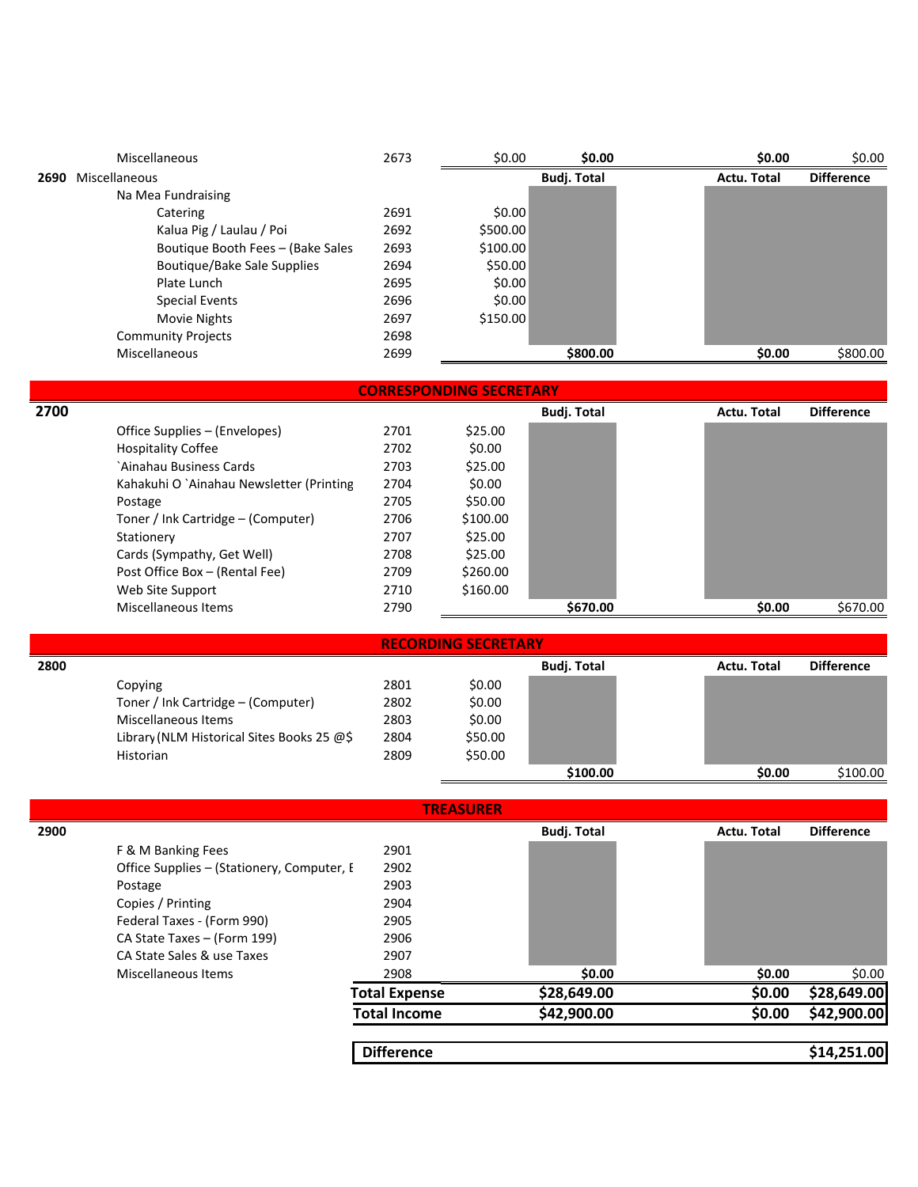| | | | | | | |
|---|---|---|---|---|---|---|
| | Miscellaneous | 2673 | $0.00 | $0.00 | $0.00 | $0.00 |
| **2690** | Miscellaneous | | | **Budj. Total** | **Actu. Total** | **Difference** |
| | Na Mea Fundraising | | | | | |
| | Catering | 2691 | $0.00 | | | |
| | Kalua Pig / Laulau / Poi | 2692 | $500.00 | | | |
| | Boutique Booth Fees – (Bake Sales | 2693 | $100.00 | | | |
| | Boutique/Bake Sale Supplies | 2694 | $50.00 | | | |
| | Plate Lunch | 2695 | $0.00 | | | |
| | Special Events | 2696 | $0.00 | | | |
| | Movie Nights | 2697 | $150.00 | | | |
| | Community Projects | 2698 | | | | |
| | Miscellaneous | 2699 | | **$800.00** | **$0.00** | $800.00 |

## CORRESPONDING SECRETARY

| | | | | | | |
|---|---|---|---|---|---|---|
| **2700** | | | | **Budj. Total** | **Actu. Total** | **Difference** |
| | Office Supplies – (Envelopes) | 2701 | $25.00 | | | |
| | Hospitality Coffee | 2702 | $0.00 | | | |
| | `Ainahau Business Cards | 2703 | $25.00 | | | |
| | Kahakuhi O `Ainahau Newsletter (Printing | 2704 | $0.00 | | | |
| | Postage | 2705 | $50.00 | | | |
| | Toner / Ink Cartridge – (Computer) | 2706 | $100.00 | | | |
| | Stationery | 2707 | $25.00 | | | |
| | Cards (Sympathy, Get Well) | 2708 | $25.00 | | | |
| | Post Office Box – (Rental Fee) | 2709 | $260.00 | | | |
| | Web Site Support | 2710 | $160.00 | | | |
| | Miscellaneous Items | 2790 | | **$670.00** | **$0.00** | $670.00 |

## RECORDING SECRETARY

| | | | | | | |
|---|---|---|---|---|---|---|
| **2800** | | | | **Budj. Total** | **Actu. Total** | **Difference** |
| | Copying | 2801 | $0.00 | | | |
| | Toner / Ink Cartridge – (Computer) | 2802 | $0.00 | | | |
| | Miscellaneous Items | 2803 | $0.00 | | | |
| | Library (NLM Historical Sites Books 25 @$ | 2804 | $50.00 | | | |
| | Historian | 2809 | $50.00 | | | |
| | | | | **$100.00** | **$0.00** | $100.00 |

## TREASURER

| | | | | | | |
|---|---|---|---|---|---|---|
| **2900** | | | | **Budj. Total** | **Actu. Total** | **Difference** |
| | F & M Banking Fees | 2901 | | | | |
| | Office Supplies – (Stationery, Computer, E | 2902 | | | | |
| | Postage | 2903 | | | | |
| | Copies / Printing | 2904 | | | | |
| | Federal Taxes - (Form 990) | 2905 | | | | |
| | CA State Taxes – (Form 199) | 2906 | | | | |
| | CA State Sales & use Taxes | 2907 | | | | |
| | Miscellaneous Items | 2908 | | **$0.00** | **$0.00** | $0.00 |
| | | **Total Expense** | | **$28,649.00** | **$0.00** | **$28,649.00** |
| | | **Total Income** | | **$42,900.00** | **$0.00** | **$42,900.00** |
| | | **Difference** | | | | **$14,251.00** |